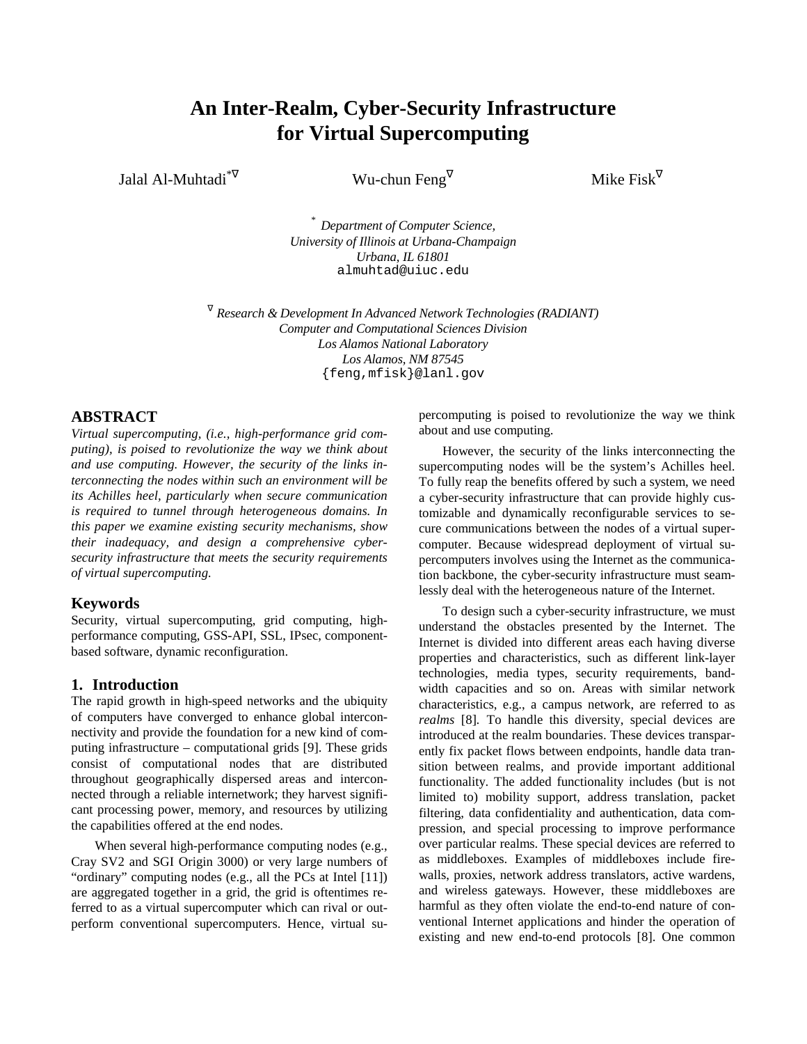# An Inter-Realm, Cyber-Security Infrastructure for Virtual Supercomputing

Jalal Al-Muhtadi[*∇] Wu-chun Feng[∇] Mike Fisk[∇]

[*] *Department of Computer Science, University of Illinois at Urbana-Champaign Urbana, IL 61801*
almuhtad@uiuc.edu

[∇] *Research & Development In Advanced Network Technologies (RADIANT) Computer and Computational Sciences Division Los Alamos National Laboratory Los Alamos, NM 87545*
{feng,mfisk}@lanl.gov

## ABSTRACT

*Virtual supercomputing, (i.e., high-performance grid computing), is poised to revolutionize the way we think about and use computing. However, the security of the links interconnecting the nodes within such an environment will be its Achilles heel, particularly when secure communication is required to tunnel through heterogeneous domains. In this paper we examine existing security mechanisms, show their inadequacy, and design a comprehensive cyber-security infrastructure that meets the security requirements of virtual supercomputing.*

### Keywords

Security, virtual supercomputing, grid computing, high-performance computing, GSS-API, SSL, IPsec, component-based software, dynamic reconfiguration.

## 1. Introduction

The rapid growth in high-speed networks and the ubiquity of computers have converged to enhance global interconnectivity and provide the foundation for a new kind of computing infrastructure – computational grids [9]. These grids consist of computational nodes that are distributed throughout geographically dispersed areas and interconnected through a reliable internetwork; they harvest significant processing power, memory, and resources by utilizing the capabilities offered at the end nodes.

When several high-performance computing nodes (e.g., Cray SV2 and SGI Origin 3000) or very large numbers of "ordinary" computing nodes (e.g., all the PCs at Intel [11]) are aggregated together in a grid, the grid is oftentimes referred to as a virtual supercomputer which can rival or outperform conventional supercomputers. Hence, virtual supercomputing is poised to revolutionize the way we think about and use computing.

However, the security of the links interconnecting the supercomputing nodes will be the system's Achilles heel. To fully reap the benefits offered by such a system, we need a cyber-security infrastructure that can provide highly customizable and dynamically reconfigurable services to secure communications between the nodes of a virtual supercomputer. Because widespread deployment of virtual supercomputers involves using the Internet as the communication backbone, the cyber-security infrastructure must seamlessly deal with the heterogeneous nature of the Internet.

To design such a cyber-security infrastructure, we must understand the obstacles presented by the Internet. The Internet is divided into different areas each having diverse properties and characteristics, such as different link-layer technologies, media types, security requirements, bandwidth capacities and so on. Areas with similar network characteristics, e.g., a campus network, are referred to as *realms* [8]. To handle this diversity, special devices are introduced at the realm boundaries. These devices transparently fix packet flows between endpoints, handle data transition between realms, and provide important additional functionality. The added functionality includes (but is not limited to) mobility support, address translation, packet filtering, data confidentiality and authentication, data compression, and special processing to improve performance over particular realms. These special devices are referred to as middleboxes. Examples of middleboxes include firewalls, proxies, network address translators, active wardens, and wireless gateways. However, these middleboxes are harmful as they often violate the end-to-end nature of conventional Internet applications and hinder the operation of existing and new end-to-end protocols [8]. One common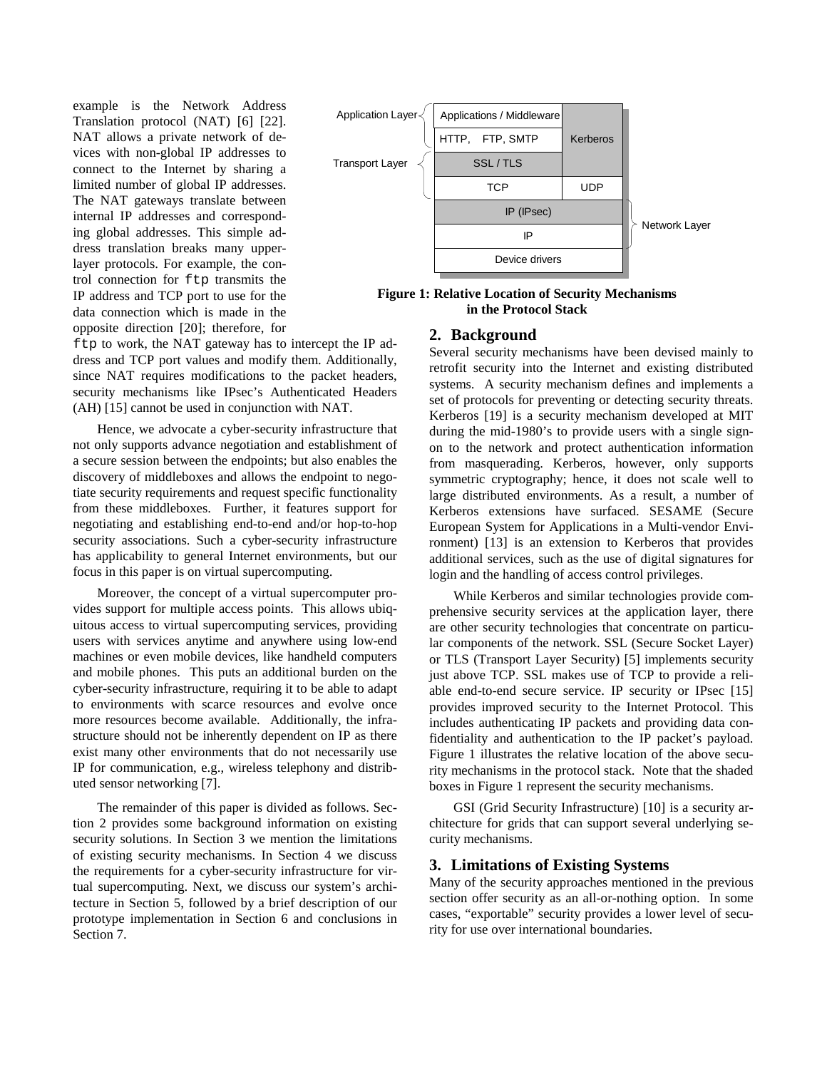example is the Network Address Translation protocol (NAT) [6] [22]. NAT allows a private network of devices with non-global IP addresses to connect to the Internet by sharing a limited number of global IP addresses. The NAT gateways translate between internal IP addresses and corresponding global addresses. This simple address translation breaks many upper-layer protocols. For example, the control connection for `ftp` transmits the IP address and TCP port to use for the data connection which is made in the opposite direction [20]; therefore, for `ftp` to work, the NAT gateway has to intercept the IP address and TCP port values and modify them. Additionally, since NAT requires modifications to the packet headers, security mechanisms like IPsec's Authenticated Headers (AH) [15] cannot be used in conjunction with NAT.

Hence, we advocate a cyber-security infrastructure that not only supports advance negotiation and establishment of a secure session between the endpoints; but also enables the discovery of middleboxes and allows the endpoint to negotiate security requirements and request specific functionality from these middleboxes. Further, it features support for negotiating and establishing end-to-end and/or hop-to-hop security associations. Such a cyber-security infrastructure has applicability to general Internet environments, but our focus in this paper is on virtual supercomputing.

Moreover, the concept of a virtual supercomputer provides support for multiple access points. This allows ubiquitous access to virtual supercomputing services, providing users with services anytime and anywhere using low-end machines or even mobile devices, like handheld computers and mobile phones. This puts an additional burden on the cyber-security infrastructure, requiring it to be able to adapt to environments with scarce resources and evolve once more resources become available. Additionally, the infrastructure should not be inherently dependent on IP as there exist many other environments that do not necessarily use IP for communication, e.g., wireless telephony and distributed sensor networking [7].

The remainder of this paper is divided as follows. Section 2 provides some background information on existing security solutions. In Section 3 we mention the limitations of existing security mechanisms. In Section 4 we discuss the requirements for a cyber-security infrastructure for virtual supercomputing. Next, we discuss our system's architecture in Section 5, followed by a brief description of our prototype implementation in Section 6 and conclusions in Section 7.

| Layer | Protocol stack | |
|---|---|---|
| Application Layer | Applications / Middleware | Kerberos |
| | HTTP, FTP, SMTP | |
| Transport Layer | SSL / TLS | |
| | TCP | UDP |
| Network Layer | IP (IPsec) | |
| | IP | |
| | Device drivers | |

**Figure 1: Relative Location of Security Mechanisms in the Protocol Stack**

## 2. Background

Several security mechanisms have been devised mainly to retrofit security into the Internet and existing distributed systems. A security mechanism defines and implements a set of protocols for preventing or detecting security threats. Kerberos [19] is a security mechanism developed at MIT during the mid-1980's to provide users with a single sign-on to the network and protect authentication information from masquerading. Kerberos, however, only supports symmetric cryptography; hence, it does not scale well to large distributed environments. As a result, a number of Kerberos extensions have surfaced. SESAME (Secure European System for Applications in a Multi-vendor Environment) [13] is an extension to Kerberos that provides additional services, such as the use of digital signatures for login and the handling of access control privileges.

While Kerberos and similar technologies provide comprehensive security services at the application layer, there are other security technologies that concentrate on particular components of the network. SSL (Secure Socket Layer) or TLS (Transport Layer Security) [5] implements security just above TCP. SSL makes use of TCP to provide a reliable end-to-end secure service. IP security or IPsec [15] provides improved security to the Internet Protocol. This includes authenticating IP packets and providing data confidentiality and authentication to the IP packet's payload. Figure 1 illustrates the relative location of the above security mechanisms in the protocol stack. Note that the shaded boxes in Figure 1 represent the security mechanisms.

GSI (Grid Security Infrastructure) [10] is a security architecture for grids that can support several underlying security mechanisms.

## 3. Limitations of Existing Systems

Many of the security approaches mentioned in the previous section offer security as an all-or-nothing option. In some cases, "exportable" security provides a lower level of security for use over international boundaries.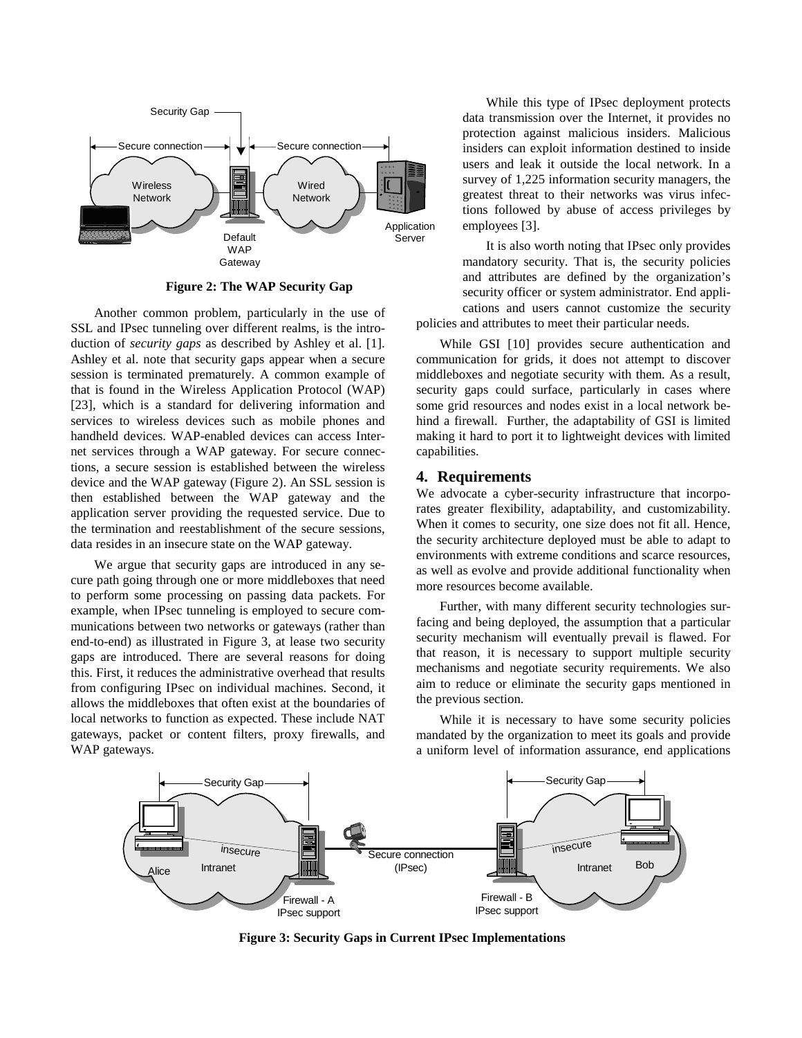**Figure 2: The WAP Security Gap**

Another common problem, particularly in the use of SSL and IPsec tunneling over different realms, is the introduction of *security gaps* as described by Ashley et al. [1]. Ashley et al. note that security gaps appear when a secure session is terminated prematurely. A common example of that is found in the Wireless Application Protocol (WAP) [23], which is a standard for delivering information and services to wireless devices such as mobile phones and handheld devices. WAP-enabled devices can access Internet services through a WAP gateway. For secure connections, a secure session is established between the wireless device and the WAP gateway (Figure 2). An SSL session is then established between the WAP gateway and the application server providing the requested service. Due to the termination and reestablishment of the secure sessions, data resides in an insecure state on the WAP gateway.

We argue that security gaps are introduced in any secure path going through one or more middleboxes that need to perform some processing on passing data packets. For example, when IPsec tunneling is employed to secure communications between two networks or gateways (rather than end-to-end) as illustrated in Figure 3, at lease two security gaps are introduced. There are several reasons for doing this. First, it reduces the administrative overhead that results from configuring IPsec on individual machines. Second, it allows the middleboxes that often exist at the boundaries of local networks to function as expected. These include NAT gateways, packet or content filters, proxy firewalls, and WAP gateways.

While this type of IPsec deployment protects data transmission over the Internet, it provides no protection against malicious insiders. Malicious insiders can exploit information destined to inside users and leak it outside the local network. In a survey of 1,225 information security managers, the greatest threat to their networks was virus infections followed by abuse of access privileges by employees [3].

It is also worth noting that IPsec only provides mandatory security. That is, the security policies and attributes are defined by the organization's security officer or system administrator. End applications and users cannot customize the security policies and attributes to meet their particular needs.

While GSI [10] provides secure authentication and communication for grids, it does not attempt to discover middleboxes and negotiate security with them. As a result, security gaps could surface, particularly in cases where some grid resources and nodes exist in a local network behind a firewall. Further, the adaptability of GSI is limited making it hard to port it to lightweight devices with limited capabilities.

## 4. Requirements

We advocate a cyber-security infrastructure that incorporates greater flexibility, adaptability, and customizability. When it comes to security, one size does not fit all. Hence, the security architecture deployed must be able to adapt to environments with extreme conditions and scarce resources, as well as evolve and provide additional functionality when more resources become available.

Further, with many different security technologies surfacing and being deployed, the assumption that a particular security mechanism will eventually prevail is flawed. For that reason, it is necessary to support multiple security mechanisms and negotiate security requirements. We also aim to reduce or eliminate the security gaps mentioned in the previous section.

While it is necessary to have some security policies mandated by the organization to meet its goals and provide a uniform level of information assurance, end applications

**Figure 3: Security Gaps in Current IPsec Implementations**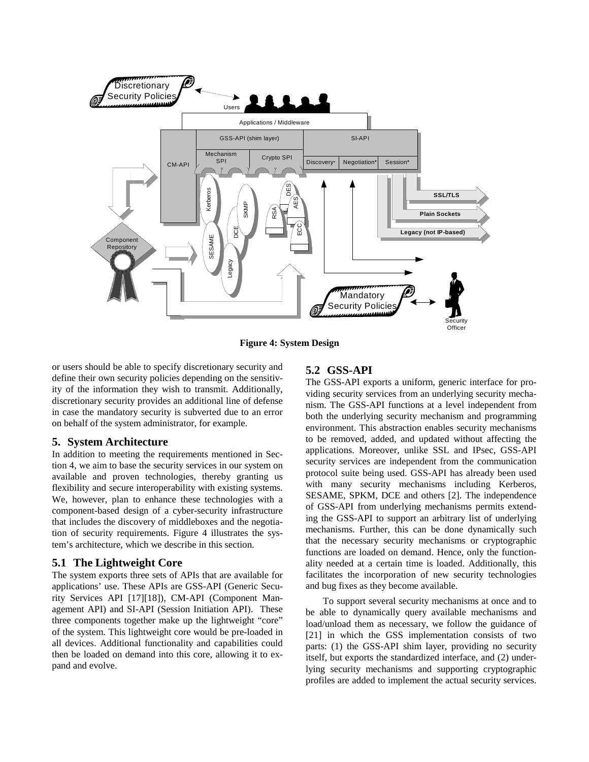Figure 4: System Design

or users should be able to specify discretionary security and define their own security policies depending on the sensitivity of the information they wish to transmit. Additionally, discretionary security provides an additional line of defense in case the mandatory security is subverted due to an error on behalf of the system administrator, for example.

## 5. System Architecture

In addition to meeting the requirements mentioned in Section 4, we aim to base the security services in our system on available and proven technologies, thereby granting us flexibility and secure interoperability with existing systems. We, however, plan to enhance these technologies with a component-based design of a cyber-security infrastructure that includes the discovery of middleboxes and the negotiation of security requirements. Figure 4 illustrates the system's architecture, which we describe in this section.

### 5.1 The Lightweight Core

The system exports three sets of APIs that are available for applications' use. These APIs are GSS-API (Generic Security Services API [17][18]), CM-API (Component Management API) and SI-API (Session Initiation API). These three components together make up the lightweight "core" of the system. This lightweight core would be pre-loaded in all devices. Additional functionality and capabilities could then be loaded on demand into this core, allowing it to expand and evolve.

### 5.2 GSS-API

The GSS-API exports a uniform, generic interface for providing security services from an underlying security mechanism. The GSS-API functions at a level independent from both the underlying security mechanism and programming environment. This abstraction enables security mechanisms to be removed, added, and updated without affecting the applications. Moreover, unlike SSL and IPsec, GSS-API security services are independent from the communication protocol suite being used. GSS-API has already been used with many security mechanisms including Kerberos, SESAME, SPKM, DCE and others [2]. The independence of GSS-API from underlying mechanisms permits extending the GSS-API to support an arbitrary list of underlying mechanisms. Further, this can be done dynamically such that the necessary security mechanisms or cryptographic functions are loaded on demand. Hence, only the functionality needed at a certain time is loaded. Additionally, this facilitates the incorporation of new security technologies and bug fixes as they become available.

To support several security mechanisms at once and to be able to dynamically query available mechanisms and load/unload them as necessary, we follow the guidance of [21] in which the GSS implementation consists of two parts: (1) the GSS-API shim layer, providing no security itself, but exports the standardized interface, and (2) underlying security mechanisms and supporting cryptographic profiles are added to implement the actual security services.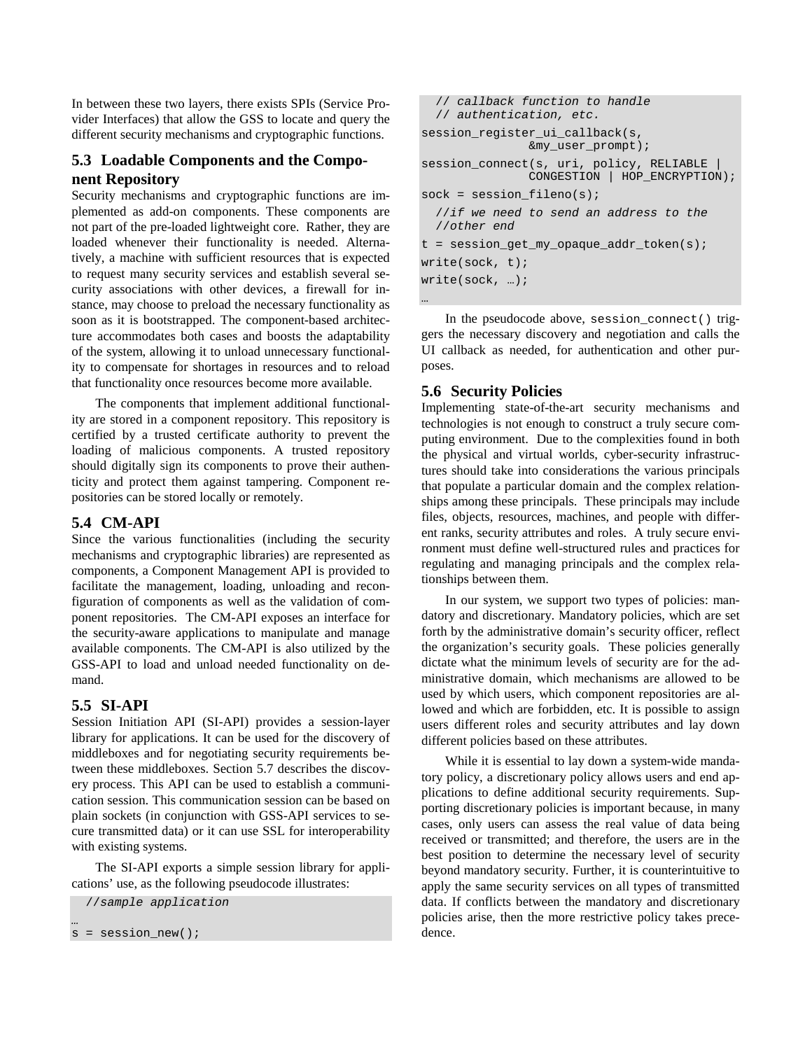In between these two layers, there exists SPIs (Service Provider Interfaces) that allow the GSS to locate and query the different security mechanisms and cryptographic functions.

## 5.3 Loadable Components and the Component Repository

Security mechanisms and cryptographic functions are implemented as add-on components. These components are not part of the pre-loaded lightweight core. Rather, they are loaded whenever their functionality is needed. Alternatively, a machine with sufficient resources that is expected to request many security services and establish several security associations with other devices, a firewall for instance, may choose to preload the necessary functionality as soon as it is bootstrapped. The component-based architecture accommodates both cases and boosts the adaptability of the system, allowing it to unload unnecessary functionality to compensate for shortages in resources and to reload that functionality once resources become more available.

The components that implement additional functionality are stored in a component repository. This repository is certified by a trusted certificate authority to prevent the loading of malicious components. A trusted repository should digitally sign its components to prove their authenticity and protect them against tampering. Component repositories can be stored locally or remotely.

## 5.4 CM-API

Since the various functionalities (including the security mechanisms and cryptographic libraries) are represented as components, a Component Management API is provided to facilitate the management, loading, unloading and reconfiguration of components as well as the validation of component repositories. The CM-API exposes an interface for the security-aware applications to manipulate and manage available components. The CM-API is also utilized by the GSS-API to load and unload needed functionality on demand.

## 5.5 SI-API

Session Initiation API (SI-API) provides a session-layer library for applications. It can be used for the discovery of middleboxes and for negotiating security requirements between these middleboxes. Section 5.7 describes the discovery process. This API can be used to establish a communication session. This communication session can be based on plain sockets (in conjunction with GSS-API services to secure transmitted data) or it can use SSL for interoperability with existing systems.

The SI-API exports a simple session library for applications' use, as the following pseudocode illustrates:

```
  //sample application
…
s = session_new();
  // callback function to handle
  // authentication, etc.
session_register_ui_callback(s,
               &my_user_prompt);
session_connect(s, uri, policy, RELIABLE |
               CONGESTION | HOP_ENCRYPTION);
sock = session_fileno(s);
  //if we need to send an address to the
  //other end
t = session_get_my_opaque_addr_token(s);
write(sock, t);
write(sock, …);
…
```

In the pseudocode above, session_connect() triggers the necessary discovery and negotiation and calls the UI callback as needed, for authentication and other purposes.

## 5.6 Security Policies

Implementing state-of-the-art security mechanisms and technologies is not enough to construct a truly secure computing environment. Due to the complexities found in both the physical and virtual worlds, cyber-security infrastructures should take into considerations the various principals that populate a particular domain and the complex relationships among these principals. These principals may include files, objects, resources, machines, and people with different ranks, security attributes and roles. A truly secure environment must define well-structured rules and practices for regulating and managing principals and the complex relationships between them.

In our system, we support two types of policies: mandatory and discretionary. Mandatory policies, which are set forth by the administrative domain's security officer, reflect the organization's security goals. These policies generally dictate what the minimum levels of security are for the administrative domain, which mechanisms are allowed to be used by which users, which component repositories are allowed and which are forbidden, etc. It is possible to assign users different roles and security attributes and lay down different policies based on these attributes.

While it is essential to lay down a system-wide mandatory policy, a discretionary policy allows users and end applications to define additional security requirements. Supporting discretionary policies is important because, in many cases, only users can assess the real value of data being received or transmitted; and therefore, the users are in the best position to determine the necessary level of security beyond mandatory security. Further, it is counterintuitive to apply the same security services on all types of transmitted data. If conflicts between the mandatory and discretionary policies arise, then the more restrictive policy takes precedence.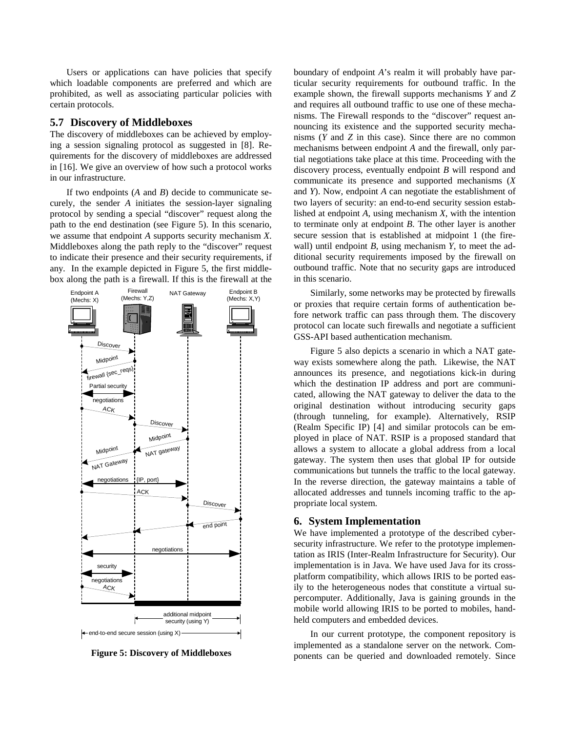Users or applications can have policies that specify which loadable components are preferred and which are prohibited, as well as associating particular policies with certain protocols.

## 5.7 Discovery of Middleboxes

The discovery of middleboxes can be achieved by employing a session signaling protocol as suggested in [8]. Requirements for the discovery of middleboxes are addressed in [16]. We give an overview of how such a protocol works in our infrastructure.

If two endpoints (*A* and *B*) decide to communicate securely, the sender *A* initiates the session-layer signaling protocol by sending a special "discover" request along the path to the end destination (see Figure 5). In this scenario, we assume that endpoint *A* supports security mechanism *X*. Middleboxes along the path reply to the "discover" request to indicate their presence and their security requirements, if any. In the example depicted in Figure 5, the first middlebox along the path is a firewall. If this is the firewall at the boundary of endpoint *A*'s realm it will probably have particular security requirements for outbound traffic. In the example shown, the firewall supports mechanisms *Y* and *Z* and requires all outbound traffic to use one of these mechanisms. The Firewall responds to the "discover" request announcing its existence and the supported security mechanisms (*Y* and *Z* in this case). Since there are no common mechanisms between endpoint *A* and the firewall, only partial negotiations take place at this time. Proceeding with the discovery process, eventually endpoint *B* will respond and communicate its presence and supported mechanisms (*X* and *Y*). Now, endpoint *A* can negotiate the establishment of two layers of security: an end-to-end security session established at endpoint *A*, using mechanism *X*, with the intention to terminate only at endpoint *B*. The other layer is another secure session that is established at midpoint 1 (the firewall) until endpoint *B*, using mechanism *Y*, to meet the additional security requirements imposed by the firewall on outbound traffic. Note that no security gaps are introduced in this scenario.

**Figure 5: Discovery of Middleboxes**

Similarly, some networks may be protected by firewalls or proxies that require certain forms of authentication before network traffic can pass through them. The discovery protocol can locate such firewalls and negotiate a sufficient GSS-API based authentication mechanism.

Figure 5 also depicts a scenario in which a NAT gateway exists somewhere along the path. Likewise, the NAT announces its presence, and negotiations kick-in during which the destination IP address and port are communicated, allowing the NAT gateway to deliver the data to the original destination without introducing security gaps (through tunneling, for example). Alternatively, RSIP (Realm Specific IP) [4] and similar protocols can be employed in place of NAT. RSIP is a proposed standard that allows a system to allocate a global address from a local gateway. The system then uses that global IP for outside communications but tunnels the traffic to the local gateway. In the reverse direction, the gateway maintains a table of allocated addresses and tunnels incoming traffic to the appropriate local system.

## 6. System Implementation

We have implemented a prototype of the described cybersecurity infrastructure. We refer to the prototype implementation as IRIS (Inter-Realm Infrastructure for Security). Our implementation is in Java. We have used Java for its cross-platform compatibility, which allows IRIS to be ported easily to the heterogeneous nodes that constitute a virtual supercomputer. Additionally, Java is gaining grounds in the mobile world allowing IRIS to be ported to mobiles, handheld computers and embedded devices.

In our current prototype, the component repository is implemented as a standalone server on the network. Components can be queried and downloaded remotely. Since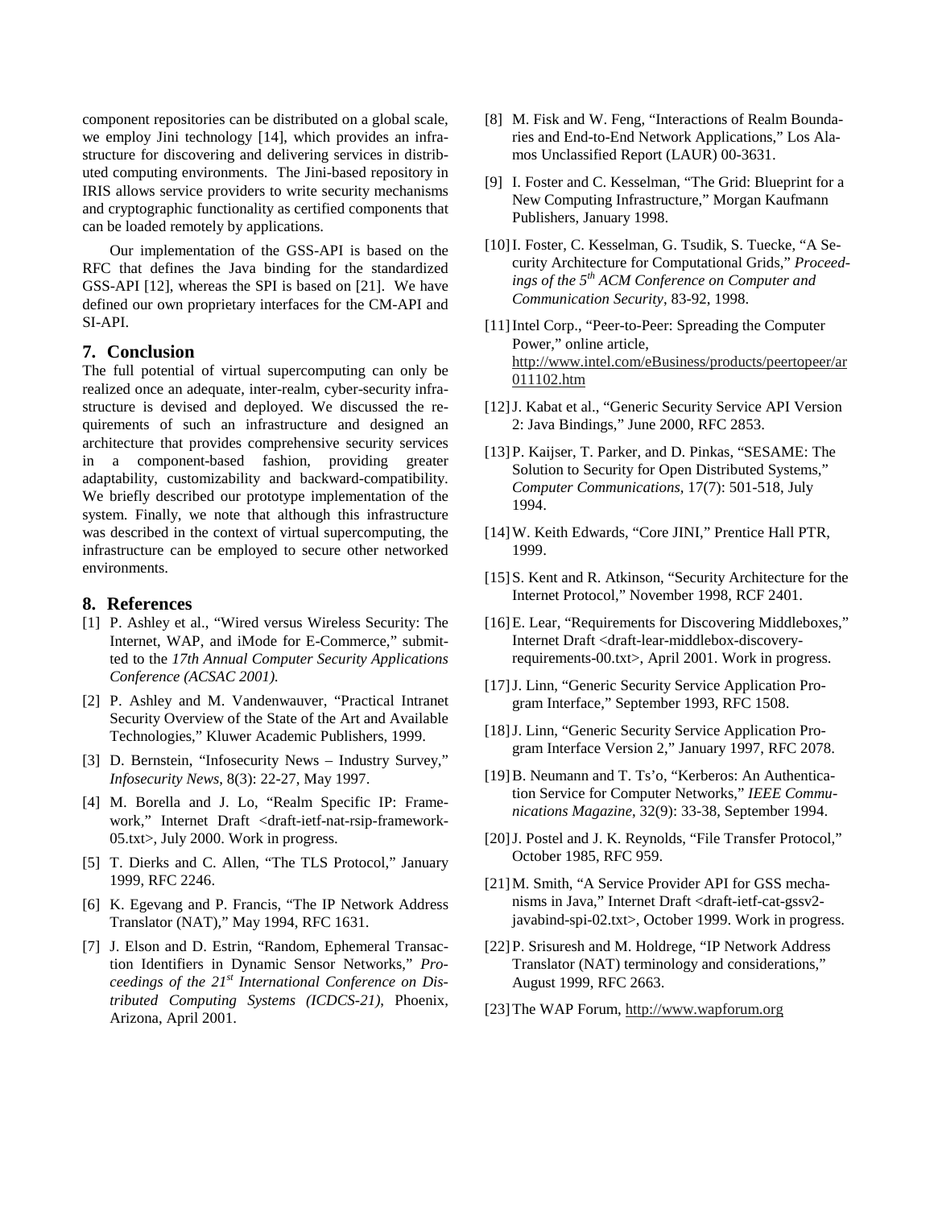component repositories can be distributed on a global scale, we employ Jini technology [14], which provides an infrastructure for discovering and delivering services in distributed computing environments. The Jini-based repository in IRIS allows service providers to write security mechanisms and cryptographic functionality as certified components that can be loaded remotely by applications.

Our implementation of the GSS-API is based on the RFC that defines the Java binding for the standardized GSS-API [12], whereas the SPI is based on [21]. We have defined our own proprietary interfaces for the CM-API and SI-API.

## 7. Conclusion

The full potential of virtual supercomputing can only be realized once an adequate, inter-realm, cyber-security infrastructure is devised and deployed. We discussed the requirements of such an infrastructure and designed an architecture that provides comprehensive security services in a component-based fashion, providing greater adaptability, customizability and backward-compatibility. We briefly described our prototype implementation of the system. Finally, we note that although this infrastructure was described in the context of virtual supercomputing, the infrastructure can be employed to secure other networked environments.

## 8. References

[1] P. Ashley et al., "Wired versus Wireless Security: The Internet, WAP, and iMode for E-Commerce," submitted to the *17th Annual Computer Security Applications Conference (ACSAC 2001).*

[2] P. Ashley and M. Vandenwauver, "Practical Intranet Security Overview of the State of the Art and Available Technologies," Kluwer Academic Publishers, 1999.

[3] D. Bernstein, "Infosecurity News – Industry Survey," *Infosecurity News*, 8(3): 22-27, May 1997.

[4] M. Borella and J. Lo, "Realm Specific IP: Framework," Internet Draft <draft-ietf-nat-rsip-framework-05.txt>, July 2000. Work in progress.

[5] T. Dierks and C. Allen, "The TLS Protocol," January 1999, RFC 2246.

[6] K. Egevang and P. Francis, "The IP Network Address Translator (NAT)," May 1994, RFC 1631.

[7] J. Elson and D. Estrin, "Random, Ephemeral Transaction Identifiers in Dynamic Sensor Networks," *Proceedings of the 21st International Conference on Distributed Computing Systems (ICDCS-21)*, Phoenix, Arizona, April 2001.

[8] M. Fisk and W. Feng, "Interactions of Realm Boundaries and End-to-End Network Applications," Los Alamos Unclassified Report (LAUR) 00-3631.

[9] I. Foster and C. Kesselman, "The Grid: Blueprint for a New Computing Infrastructure," Morgan Kaufmann Publishers, January 1998.

[10] I. Foster, C. Kesselman, G. Tsudik, S. Tuecke, "A Security Architecture for Computational Grids," *Proceedings of the 5th ACM Conference on Computer and Communication Security*, 83-92, 1998.

[11] Intel Corp., "Peer-to-Peer: Spreading the Computer Power," online article, http://www.intel.com/eBusiness/products/peertopeer/ar011102.htm

[12] J. Kabat et al., "Generic Security Service API Version 2: Java Bindings," June 2000, RFC 2853.

[13] P. Kaijser, T. Parker, and D. Pinkas, "SESAME: The Solution to Security for Open Distributed Systems," *Computer Communications*, 17(7): 501-518, July 1994.

[14] W. Keith Edwards, "Core JINI," Prentice Hall PTR, 1999.

[15] S. Kent and R. Atkinson, "Security Architecture for the Internet Protocol," November 1998, RCF 2401.

[16] E. Lear, "Requirements for Discovering Middleboxes," Internet Draft <draft-lear-middlebox-discovery-requirements-00.txt>, April 2001. Work in progress.

[17] J. Linn, "Generic Security Service Application Program Interface," September 1993, RFC 1508.

[18] J. Linn, "Generic Security Service Application Program Interface Version 2," January 1997, RFC 2078.

[19] B. Neumann and T. Ts'o, "Kerberos: An Authentication Service for Computer Networks," *IEEE Communications Magazine*, 32(9): 33-38, September 1994.

[20] J. Postel and J. K. Reynolds, "File Transfer Protocol," October 1985, RFC 959.

[21] M. Smith, "A Service Provider API for GSS mechanisms in Java," Internet Draft <draft-ietf-cat-gssv2-javabind-spi-02.txt>, October 1999. Work in progress.

[22] P. Srisuresh and M. Holdrege, "IP Network Address Translator (NAT) terminology and considerations," August 1999, RFC 2663.

[23] The WAP Forum, http://www.wapforum.org